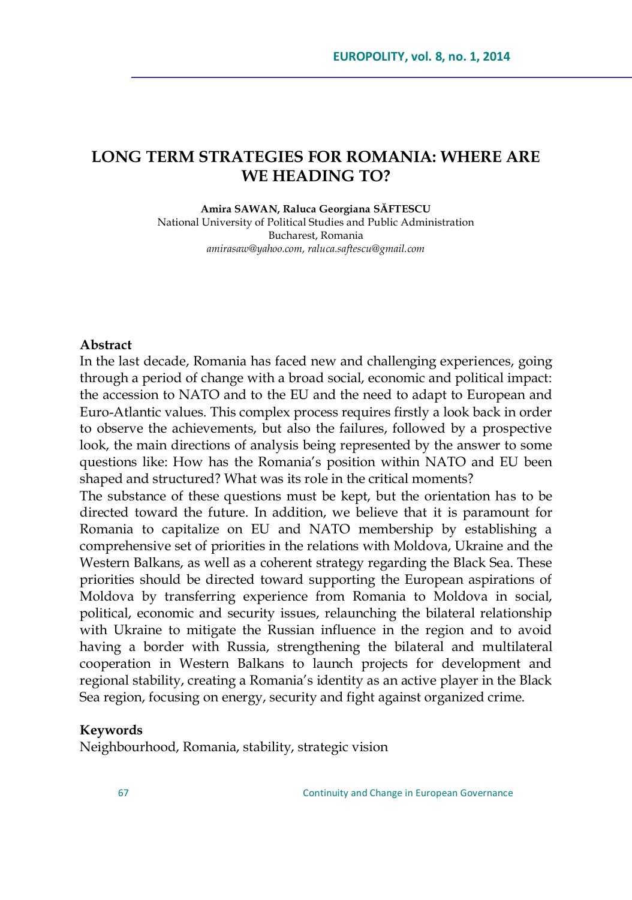# LONG TERM STRATEGIES FOR ROMANIA: WHERE ARE WE HEADING TO?

**Amira SAWAN, Raluca Georgiana SĂFTESCU**
National University of Political Studies and Public Administration
Bucharest, Romania
*amirasaw@yahoo.com, raluca.saftescu@gmail.com*

## Abstract

In the last decade, Romania has faced new and challenging experiences, going through a period of change with a broad social, economic and political impact: the accession to NATO and to the EU and the need to adapt to European and Euro-Atlantic values. This complex process requires firstly a look back in order to observe the achievements, but also the failures, followed by a prospective look, the main directions of analysis being represented by the answer to some questions like: How has the Romania's position within NATO and EU been shaped and structured? What was its role in the critical moments?

The substance of these questions must be kept, but the orientation has to be directed toward the future. In addition, we believe that it is paramount for Romania to capitalize on EU and NATO membership by establishing a comprehensive set of priorities in the relations with Moldova, Ukraine and the Western Balkans, as well as a coherent strategy regarding the Black Sea. These priorities should be directed toward supporting the European aspirations of Moldova by transferring experience from Romania to Moldova in social, political, economic and security issues, relaunching the bilateral relationship with Ukraine to mitigate the Russian influence in the region and to avoid having a border with Russia, strengthening the bilateral and multilateral cooperation in Western Balkans to launch projects for development and regional stability, creating a Romania's identity as an active player in the Black Sea region, focusing on energy, security and fight against organized crime.

## Keywords

Neighbourhood, Romania, stability, strategic vision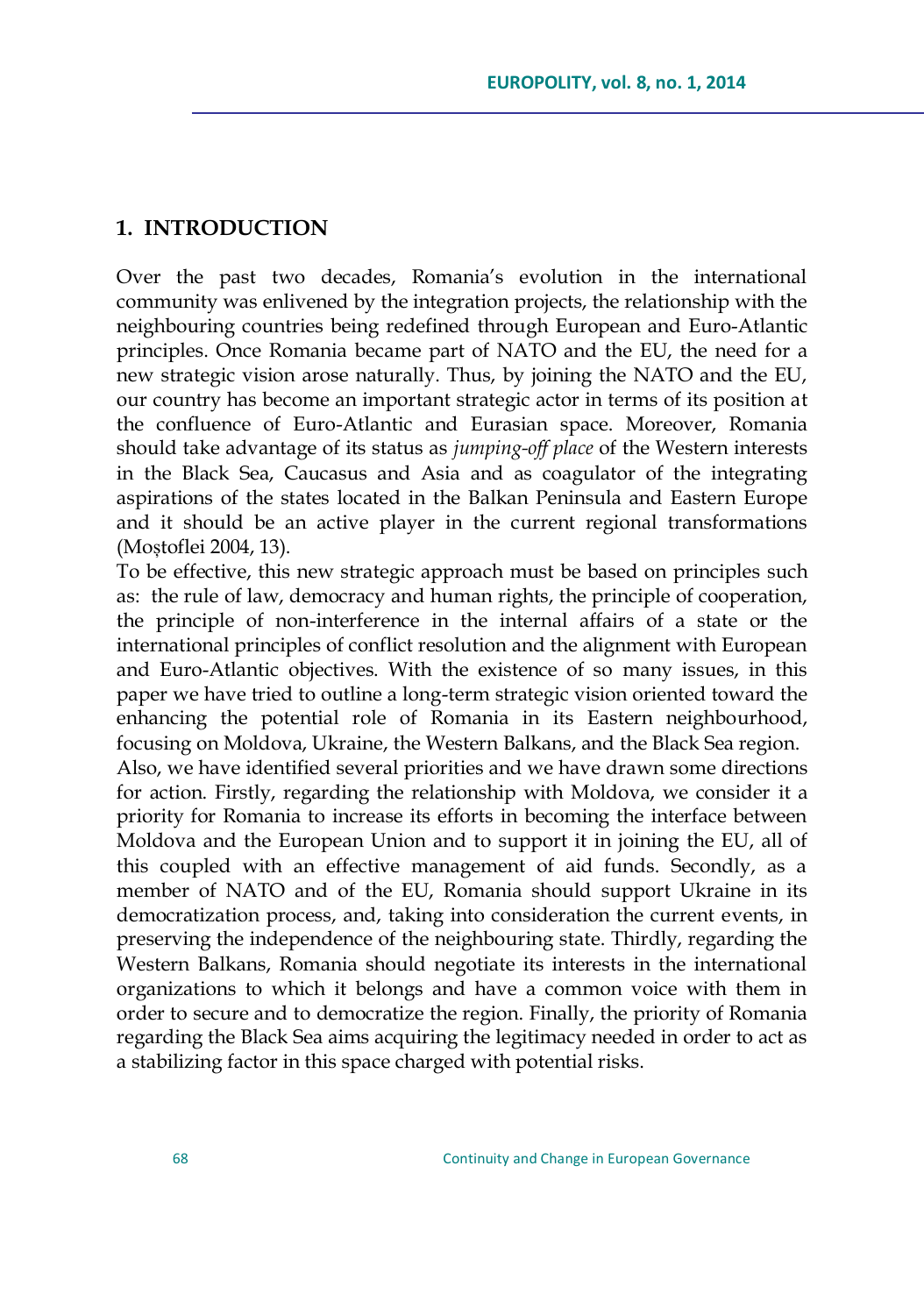## 1. INTRODUCTION

Over the past two decades, Romania's evolution in the international community was enlivened by the integration projects, the relationship with the neighbouring countries being redefined through European and Euro-Atlantic principles. Once Romania became part of NATO and the EU, the need for a new strategic vision arose naturally. Thus, by joining the NATO and the EU, our country has become an important strategic actor in terms of its position at the confluence of Euro-Atlantic and Eurasian space. Moreover, Romania should take advantage of its status as *jumping-off place* of the Western interests in the Black Sea, Caucasus and Asia and as coagulator of the integrating aspirations of the states located in the Balkan Peninsula and Eastern Europe and it should be an active player in the current regional transformations (Moștoflei 2004, 13).

To be effective, this new strategic approach must be based on principles such as: the rule of law, democracy and human rights, the principle of cooperation, the principle of non-interference in the internal affairs of a state or the international principles of conflict resolution and the alignment with European and Euro-Atlantic objectives. With the existence of so many issues, in this paper we have tried to outline a long-term strategic vision oriented toward the enhancing the potential role of Romania in its Eastern neighbourhood, focusing on Moldova, Ukraine, the Western Balkans, and the Black Sea region.

Also, we have identified several priorities and we have drawn some directions for action. Firstly, regarding the relationship with Moldova, we consider it a priority for Romania to increase its efforts in becoming the interface between Moldova and the European Union and to support it in joining the EU, all of this coupled with an effective management of aid funds. Secondly, as a member of NATO and of the EU, Romania should support Ukraine in its democratization process, and, taking into consideration the current events, in preserving the independence of the neighbouring state. Thirdly, regarding the Western Balkans, Romania should negotiate its interests in the international organizations to which it belongs and have a common voice with them in order to secure and to democratize the region. Finally, the priority of Romania regarding the Black Sea aims acquiring the legitimacy needed in order to act as a stabilizing factor in this space charged with potential risks.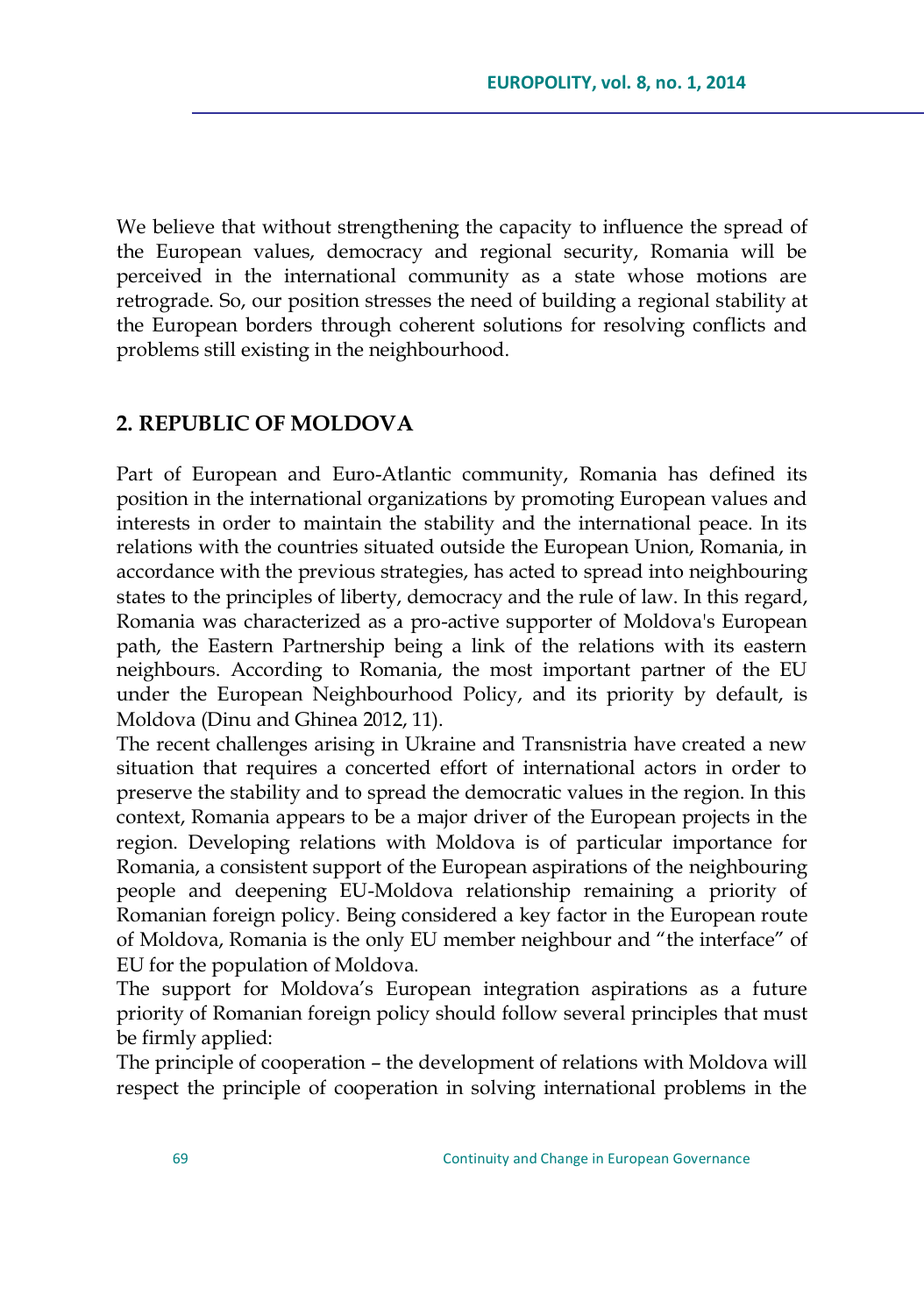We believe that without strengthening the capacity to influence the spread of the European values, democracy and regional security, Romania will be perceived in the international community as a state whose motions are retrograde. So, our position stresses the need of building a regional stability at the European borders through coherent solutions for resolving conflicts and problems still existing in the neighbourhood.

## 2. REPUBLIC OF MOLDOVA

Part of European and Euro-Atlantic community, Romania has defined its position in the international organizations by promoting European values and interests in order to maintain the stability and the international peace. In its relations with the countries situated outside the European Union, Romania, in accordance with the previous strategies, has acted to spread into neighbouring states to the principles of liberty, democracy and the rule of law. In this regard, Romania was characterized as a pro-active supporter of Moldova's European path, the Eastern Partnership being a link of the relations with its eastern neighbours. According to Romania, the most important partner of the EU under the European Neighbourhood Policy, and its priority by default, is Moldova (Dinu and Ghinea 2012, 11).

The recent challenges arising in Ukraine and Transnistria have created a new situation that requires a concerted effort of international actors in order to preserve the stability and to spread the democratic values in the region. In this context, Romania appears to be a major driver of the European projects in the region. Developing relations with Moldova is of particular importance for Romania, a consistent support of the European aspirations of the neighbouring people and deepening EU-Moldova relationship remaining a priority of Romanian foreign policy. Being considered a key factor in the European route of Moldova, Romania is the only EU member neighbour and "the interface" of EU for the population of Moldova.

The support for Moldova's European integration aspirations as a future priority of Romanian foreign policy should follow several principles that must be firmly applied:

The principle of cooperation – the development of relations with Moldova will respect the principle of cooperation in solving international problems in the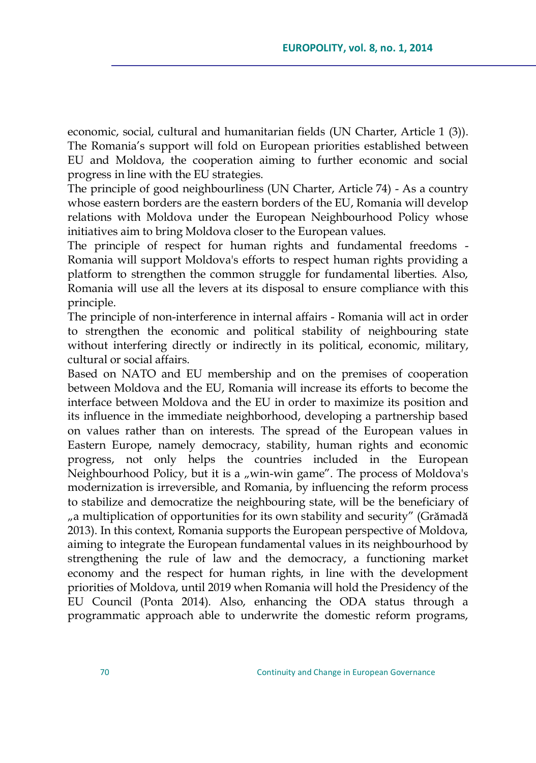economic, social, cultural and humanitarian fields (UN Charter, Article 1 (3)). The Romania's support will fold on European priorities established between EU and Moldova, the cooperation aiming to further economic and social progress in line with the EU strategies.

The principle of good neighbourliness (UN Charter, Article 74) - As a country whose eastern borders are the eastern borders of the EU, Romania will develop relations with Moldova under the European Neighbourhood Policy whose initiatives aim to bring Moldova closer to the European values.

The principle of respect for human rights and fundamental freedoms - Romania will support Moldova's efforts to respect human rights providing a platform to strengthen the common struggle for fundamental liberties. Also, Romania will use all the levers at its disposal to ensure compliance with this principle.

The principle of non-interference in internal affairs - Romania will act in order to strengthen the economic and political stability of neighbouring state without interfering directly or indirectly in its political, economic, military, cultural or social affairs.

Based on NATO and EU membership and on the premises of cooperation between Moldova and the EU, Romania will increase its efforts to become the interface between Moldova and the EU in order to maximize its position and its influence in the immediate neighborhood, developing a partnership based on values rather than on interests. The spread of the European values in Eastern Europe, namely democracy, stability, human rights and economic progress, not only helps the countries included in the European Neighbourhood Policy, but it is a „win-win game". The process of Moldova's modernization is irreversible, and Romania, by influencing the reform process to stabilize and democratize the neighbouring state, will be the beneficiary of „a multiplication of opportunities for its own stability and security" (Grămadă 2013). In this context, Romania supports the European perspective of Moldova, aiming to integrate the European fundamental values in its neighbourhood by strengthening the rule of law and the democracy, a functioning market economy and the respect for human rights, in line with the development priorities of Moldova, until 2019 when Romania will hold the Presidency of the EU Council (Ponta 2014). Also, enhancing the ODA status through a programmatic approach able to underwrite the domestic reform programs,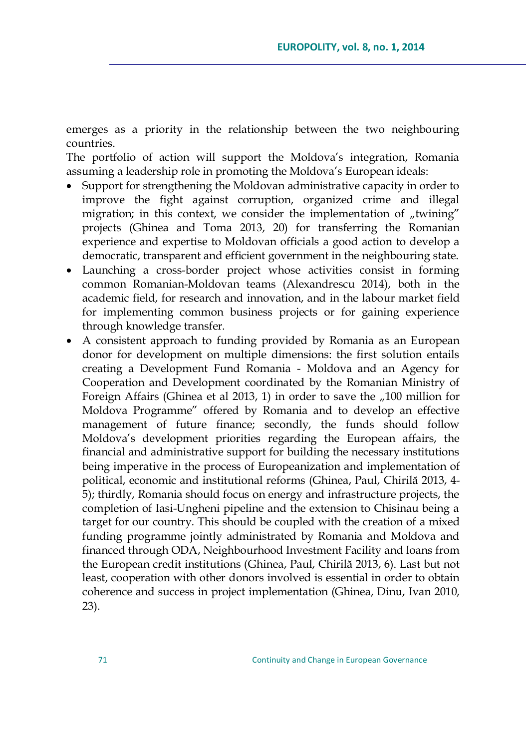emerges as a priority in the relationship between the two neighbouring countries.

The portfolio of action will support the Moldova's integration, Romania assuming a leadership role in promoting the Moldova's European ideals:

- Support for strengthening the Moldovan administrative capacity in order to improve the fight against corruption, organized crime and illegal migration; in this context, we consider the implementation of „twining" projects (Ghinea and Toma 2013, 20) for transferring the Romanian experience and expertise to Moldovan officials a good action to develop a democratic, transparent and efficient government in the neighbouring state.
- Launching a cross-border project whose activities consist in forming common Romanian-Moldovan teams (Alexandrescu 2014), both in the academic field, for research and innovation, and in the labour market field for implementing common business projects or for gaining experience through knowledge transfer.
- A consistent approach to funding provided by Romania as an European donor for development on multiple dimensions: the first solution entails creating a Development Fund Romania - Moldova and an Agency for Cooperation and Development coordinated by the Romanian Ministry of Foreign Affairs (Ghinea et al 2013, 1) in order to save the „100 million for Moldova Programme" offered by Romania and to develop an effective management of future finance; secondly, the funds should follow Moldova's development priorities regarding the European affairs, the financial and administrative support for building the necessary institutions being imperative in the process of Europeanization and implementation of political, economic and institutional reforms (Ghinea, Paul, Chirilă 2013, 4-5); thirdly, Romania should focus on energy and infrastructure projects, the completion of Iasi-Ungheni pipeline and the extension to Chisinau being a target for our country. This should be coupled with the creation of a mixed funding programme jointly administrated by Romania and Moldova and financed through ODA, Neighbourhood Investment Facility and loans from the European credit institutions (Ghinea, Paul, Chirilă 2013, 6). Last but not least, cooperation with other donors involved is essential in order to obtain coherence and success in project implementation (Ghinea, Dinu, Ivan 2010, 23).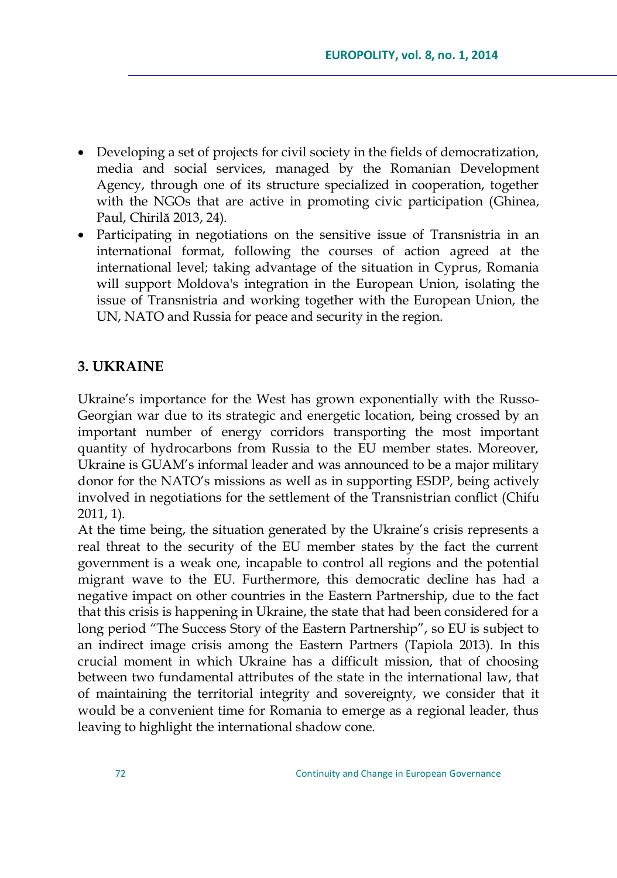- Developing a set of projects for civil society in the fields of democratization, media and social services, managed by the Romanian Development Agency, through one of its structure specialized in cooperation, together with the NGOs that are active in promoting civic participation (Ghinea, Paul, Chirilă 2013, 24).
- Participating in negotiations on the sensitive issue of Transnistria in an international format, following the courses of action agreed at the international level; taking advantage of the situation in Cyprus, Romania will support Moldova's integration in the European Union, isolating the issue of Transnistria and working together with the European Union, the UN, NATO and Russia for peace and security in the region.

## 3. UKRAINE

Ukraine's importance for the West has grown exponentially with the Russo-Georgian war due to its strategic and energetic location, being crossed by an important number of energy corridors transporting the most important quantity of hydrocarbons from Russia to the EU member states. Moreover, Ukraine is GUAM's informal leader and was announced to be a major military donor for the NATO's missions as well as in supporting ESDP, being actively involved in negotiations for the settlement of the Transnistrian conflict (Chifu 2011, 1).

At the time being, the situation generated by the Ukraine's crisis represents a real threat to the security of the EU member states by the fact the current government is a weak one, incapable to control all regions and the potential migrant wave to the EU. Furthermore, this democratic decline has had a negative impact on other countries in the Eastern Partnership, due to the fact that this crisis is happening in Ukraine, the state that had been considered for a long period "The Success Story of the Eastern Partnership", so EU is subject to an indirect image crisis among the Eastern Partners (Tapiola 2013). In this crucial moment in which Ukraine has a difficult mission, that of choosing between two fundamental attributes of the state in the international law, that of maintaining the territorial integrity and sovereignty, we consider that it would be a convenient time for Romania to emerge as a regional leader, thus leaving to highlight the international shadow cone.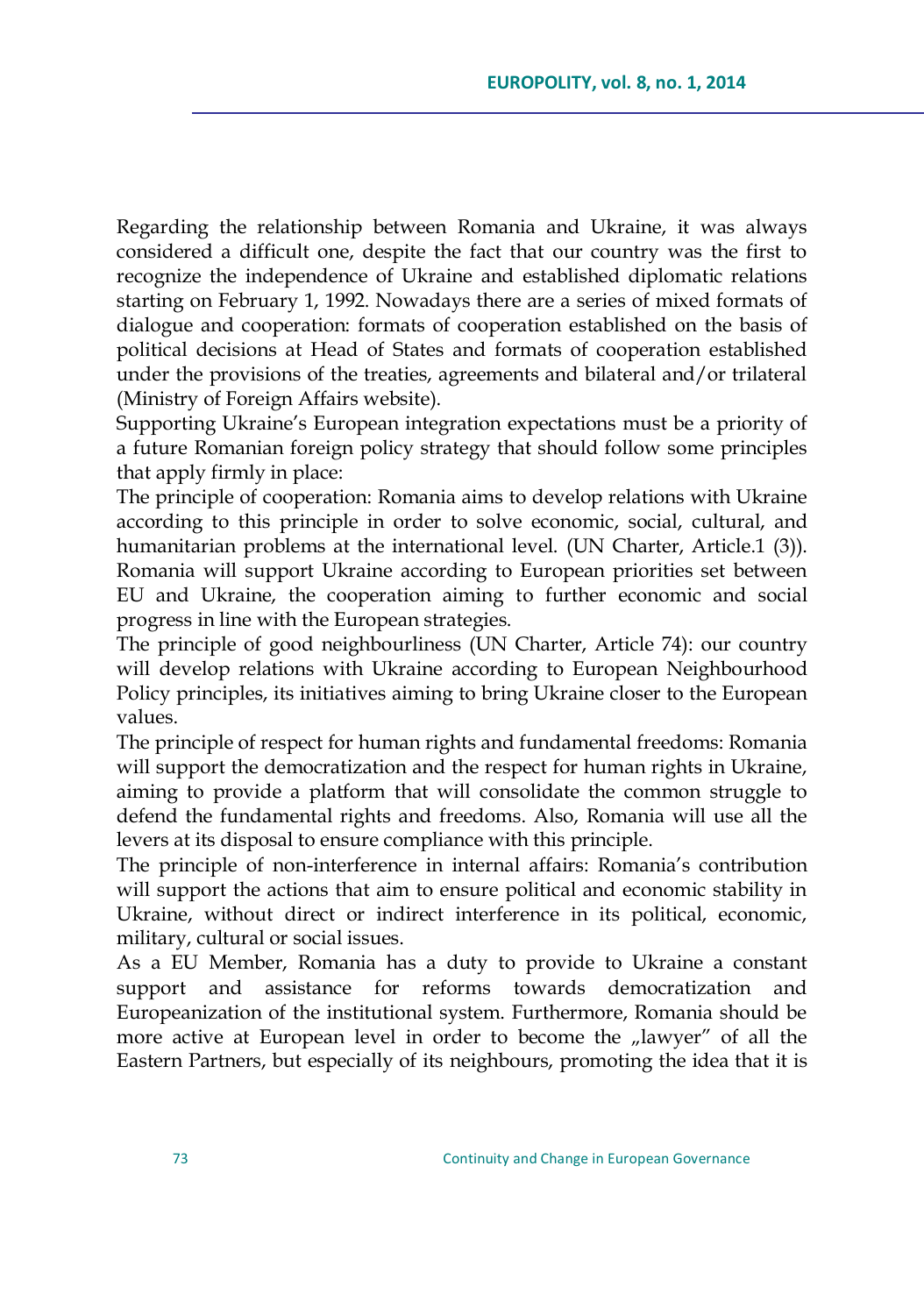Regarding the relationship between Romania and Ukraine, it was always considered a difficult one, despite the fact that our country was the first to recognize the independence of Ukraine and established diplomatic relations starting on February 1, 1992. Nowadays there are a series of mixed formats of dialogue and cooperation: formats of cooperation established on the basis of political decisions at Head of States and formats of cooperation established under the provisions of the treaties, agreements and bilateral and/or trilateral (Ministry of Foreign Affairs website).

Supporting Ukraine's European integration expectations must be a priority of a future Romanian foreign policy strategy that should follow some principles that apply firmly in place:

The principle of cooperation: Romania aims to develop relations with Ukraine according to this principle in order to solve economic, social, cultural, and humanitarian problems at the international level. (UN Charter, Article.1 (3)). Romania will support Ukraine according to European priorities set between EU and Ukraine, the cooperation aiming to further economic and social progress in line with the European strategies.

The principle of good neighbourliness (UN Charter, Article 74): our country will develop relations with Ukraine according to European Neighbourhood Policy principles, its initiatives aiming to bring Ukraine closer to the European values.

The principle of respect for human rights and fundamental freedoms: Romania will support the democratization and the respect for human rights in Ukraine, aiming to provide a platform that will consolidate the common struggle to defend the fundamental rights and freedoms. Also, Romania will use all the levers at its disposal to ensure compliance with this principle.

The principle of non-interference in internal affairs: Romania's contribution will support the actions that aim to ensure political and economic stability in Ukraine, without direct or indirect interference in its political, economic, military, cultural or social issues.

As a EU Member, Romania has a duty to provide to Ukraine a constant support and assistance for reforms towards democratization and Europeanization of the institutional system. Furthermore, Romania should be more active at European level in order to become the „lawyer" of all the Eastern Partners, but especially of its neighbours, promoting the idea that it is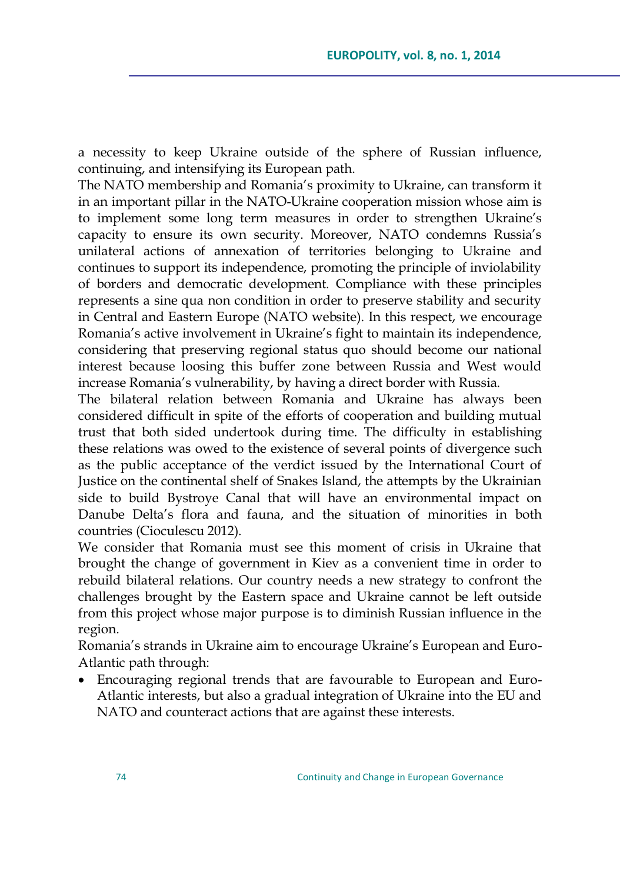a necessity to keep Ukraine outside of the sphere of Russian influence, continuing, and intensifying its European path.

The NATO membership and Romania's proximity to Ukraine, can transform it in an important pillar in the NATO-Ukraine cooperation mission whose aim is to implement some long term measures in order to strengthen Ukraine's capacity to ensure its own security. Moreover, NATO condemns Russia's unilateral actions of annexation of territories belonging to Ukraine and continues to support its independence, promoting the principle of inviolability of borders and democratic development. Compliance with these principles represents a sine qua non condition in order to preserve stability and security in Central and Eastern Europe (NATO website). In this respect, we encourage Romania's active involvement in Ukraine's fight to maintain its independence, considering that preserving regional status quo should become our national interest because loosing this buffer zone between Russia and West would increase Romania's vulnerability, by having a direct border with Russia.

The bilateral relation between Romania and Ukraine has always been considered difficult in spite of the efforts of cooperation and building mutual trust that both sided undertook during time. The difficulty in establishing these relations was owed to the existence of several points of divergence such as the public acceptance of the verdict issued by the International Court of Justice on the continental shelf of Snakes Island, the attempts by the Ukrainian side to build Bystroye Canal that will have an environmental impact on Danube Delta's flora and fauna, and the situation of minorities in both countries (Cioculescu 2012).

We consider that Romania must see this moment of crisis in Ukraine that brought the change of government in Kiev as a convenient time in order to rebuild bilateral relations. Our country needs a new strategy to confront the challenges brought by the Eastern space and Ukraine cannot be left outside from this project whose major purpose is to diminish Russian influence in the region.

Romania's strands in Ukraine aim to encourage Ukraine's European and Euro-Atlantic path through:

- Encouraging regional trends that are favourable to European and Euro-Atlantic interests, but also a gradual integration of Ukraine into the EU and NATO and counteract actions that are against these interests.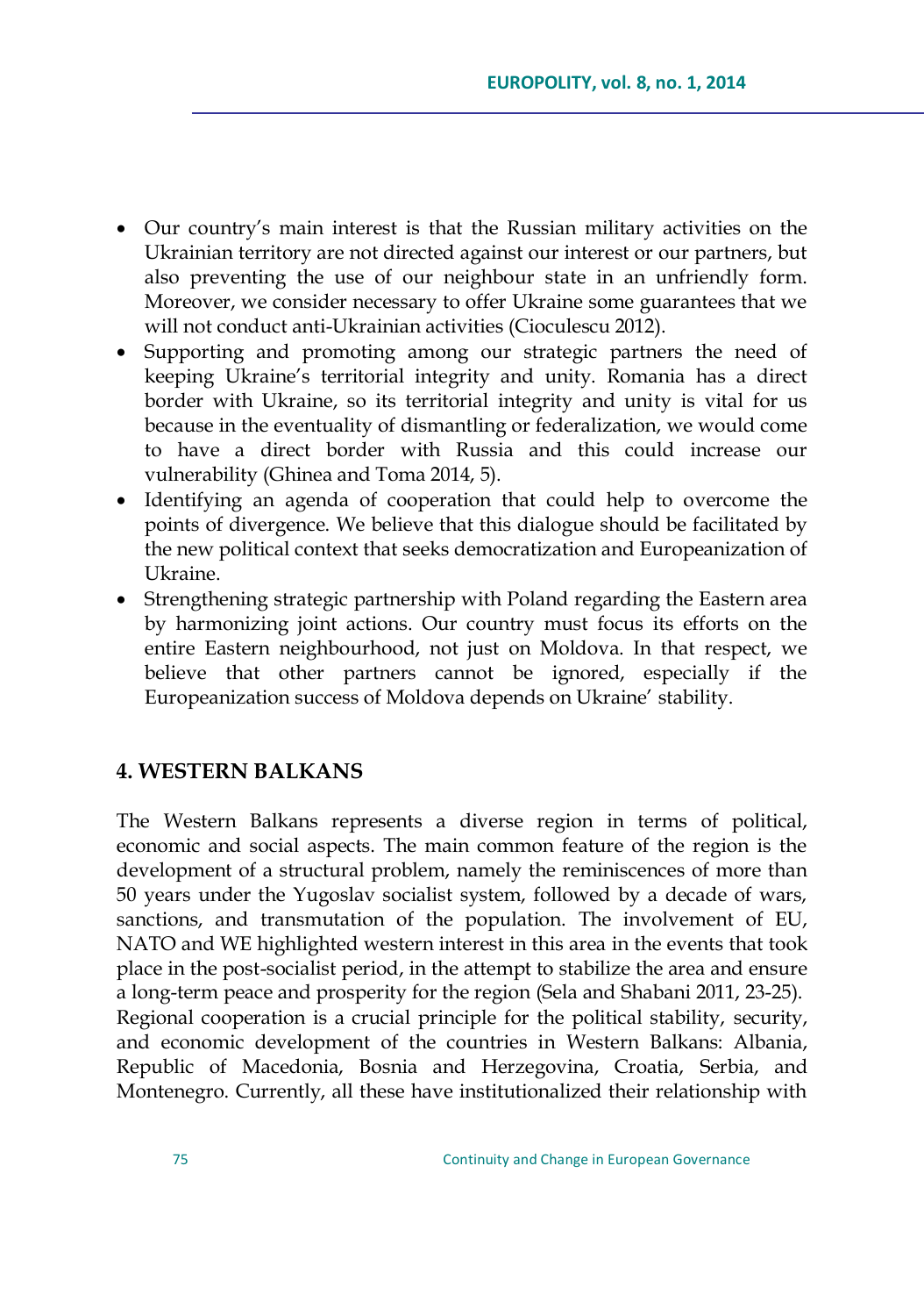- Our country's main interest is that the Russian military activities on the Ukrainian territory are not directed against our interest or our partners, but also preventing the use of our neighbour state in an unfriendly form. Moreover, we consider necessary to offer Ukraine some guarantees that we will not conduct anti-Ukrainian activities (Cioculescu 2012).
- Supporting and promoting among our strategic partners the need of keeping Ukraine's territorial integrity and unity. Romania has a direct border with Ukraine, so its territorial integrity and unity is vital for us because in the eventuality of dismantling or federalization, we would come to have a direct border with Russia and this could increase our vulnerability (Ghinea and Toma 2014, 5).
- Identifying an agenda of cooperation that could help to overcome the points of divergence. We believe that this dialogue should be facilitated by the new political context that seeks democratization and Europeanization of Ukraine.
- Strengthening strategic partnership with Poland regarding the Eastern area by harmonizing joint actions. Our country must focus its efforts on the entire Eastern neighbourhood, not just on Moldova. In that respect, we believe that other partners cannot be ignored, especially if the Europeanization success of Moldova depends on Ukraine' stability.

## 4. WESTERN BALKANS

The Western Balkans represents a diverse region in terms of political, economic and social aspects. The main common feature of the region is the development of a structural problem, namely the reminiscences of more than 50 years under the Yugoslav socialist system, followed by a decade of wars, sanctions, and transmutation of the population. The involvement of EU, NATO and WE highlighted western interest in this area in the events that took place in the post-socialist period, in the attempt to stabilize the area and ensure a long-term peace and prosperity for the region (Sela and Shabani 2011, 23-25). Regional cooperation is a crucial principle for the political stability, security, and economic development of the countries in Western Balkans: Albania, Republic of Macedonia, Bosnia and Herzegovina, Croatia, Serbia, and Montenegro. Currently, all these have institutionalized their relationship with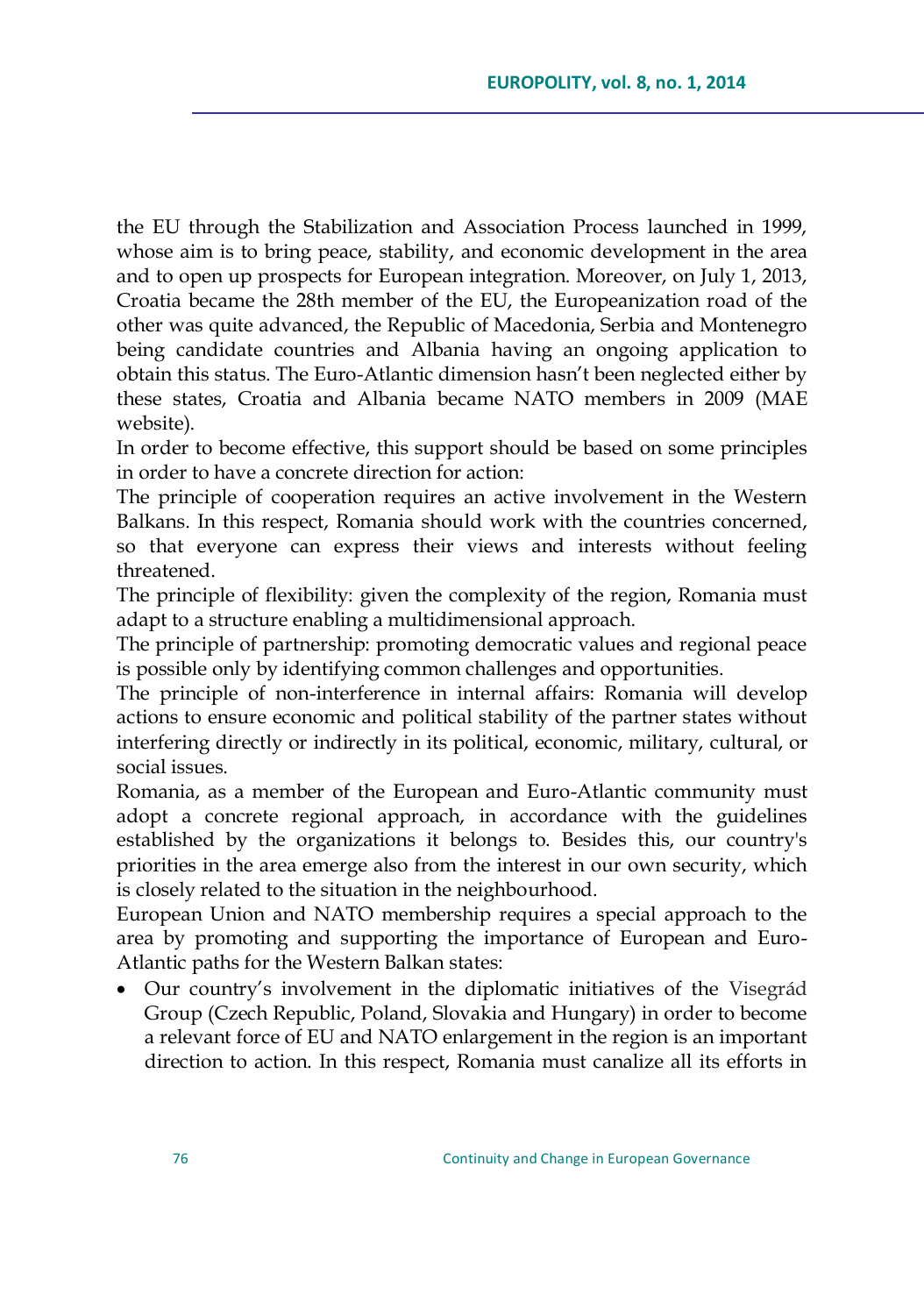the EU through the Stabilization and Association Process launched in 1999, whose aim is to bring peace, stability, and economic development in the area and to open up prospects for European integration. Moreover, on July 1, 2013, Croatia became the 28th member of the EU, the Europeanization road of the other was quite advanced, the Republic of Macedonia, Serbia and Montenegro being candidate countries and Albania having an ongoing application to obtain this status. The Euro-Atlantic dimension hasn't been neglected either by these states, Croatia and Albania became NATO members in 2009 (MAE website).

In order to become effective, this support should be based on some principles in order to have a concrete direction for action:

The principle of cooperation requires an active involvement in the Western Balkans. In this respect, Romania should work with the countries concerned, so that everyone can express their views and interests without feeling threatened.

The principle of flexibility: given the complexity of the region, Romania must adapt to a structure enabling a multidimensional approach.

The principle of partnership: promoting democratic values and regional peace is possible only by identifying common challenges and opportunities.

The principle of non-interference in internal affairs: Romania will develop actions to ensure economic and political stability of the partner states without interfering directly or indirectly in its political, economic, military, cultural, or social issues.

Romania, as a member of the European and Euro-Atlantic community must adopt a concrete regional approach, in accordance with the guidelines established by the organizations it belongs to. Besides this, our country's priorities in the area emerge also from the interest in our own security, which is closely related to the situation in the neighbourhood.

European Union and NATO membership requires a special approach to the area by promoting and supporting the importance of European and Euro-Atlantic paths for the Western Balkan states:

- Our country's involvement in the diplomatic initiatives of the Visegrád Group (Czech Republic, Poland, Slovakia and Hungary) in order to become a relevant force of EU and NATO enlargement in the region is an important direction to action. In this respect, Romania must canalize all its efforts in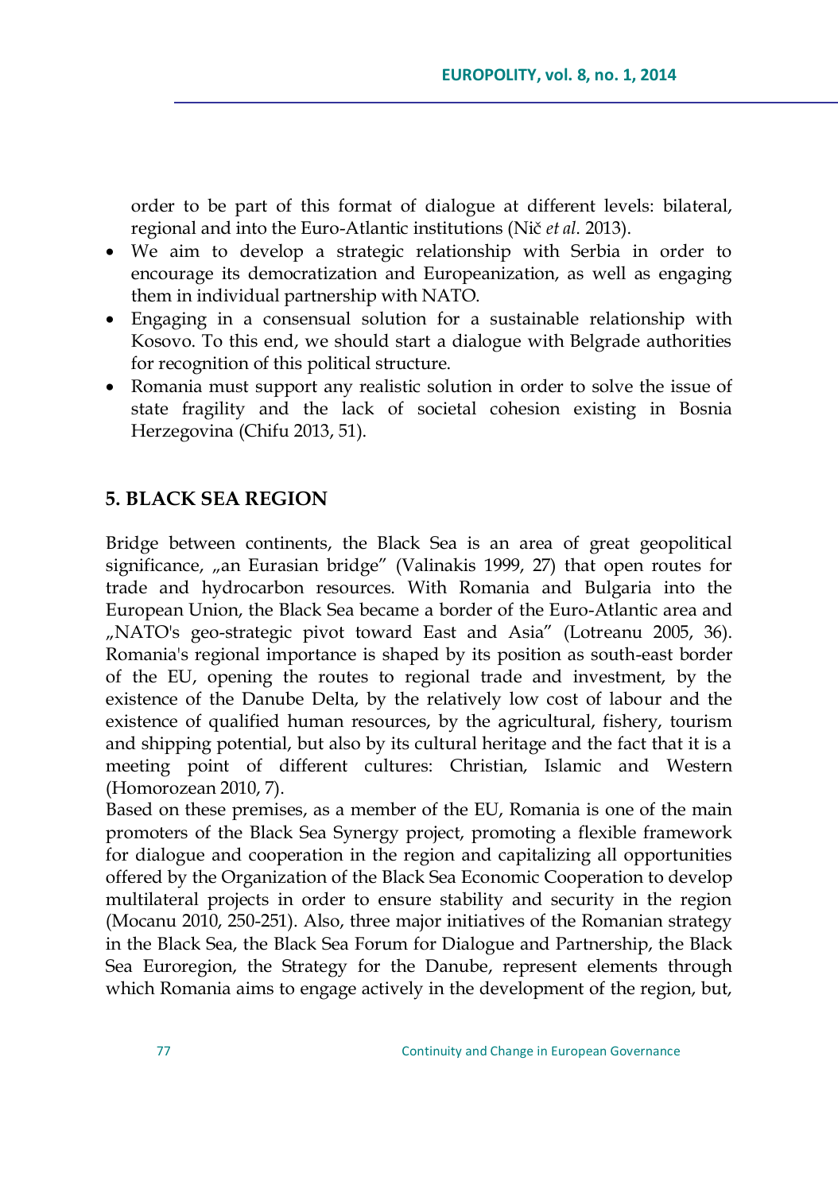order to be part of this format of dialogue at different levels: bilateral, regional and into the Euro-Atlantic institutions (Nič *et al.* 2013).

- We aim to develop a strategic relationship with Serbia in order to encourage its democratization and Europeanization, as well as engaging them in individual partnership with NATO.
- Engaging in a consensual solution for a sustainable relationship with Kosovo. To this end, we should start a dialogue with Belgrade authorities for recognition of this political structure.
- Romania must support any realistic solution in order to solve the issue of state fragility and the lack of societal cohesion existing in Bosnia Herzegovina (Chifu 2013, 51).

## 5. BLACK SEA REGION

Bridge between continents, the Black Sea is an area of great geopolitical significance, „an Eurasian bridge" (Valinakis 1999, 27) that open routes for trade and hydrocarbon resources. With Romania and Bulgaria into the European Union, the Black Sea became a border of the Euro-Atlantic area and „NATO's geo-strategic pivot toward East and Asia" (Lotreanu 2005, 36). Romania's regional importance is shaped by its position as south-east border of the EU, opening the routes to regional trade and investment, by the existence of the Danube Delta, by the relatively low cost of labour and the existence of qualified human resources, by the agricultural, fishery, tourism and shipping potential, but also by its cultural heritage and the fact that it is a meeting point of different cultures: Christian, Islamic and Western (Homorozean 2010, 7).

Based on these premises, as a member of the EU, Romania is one of the main promoters of the Black Sea Synergy project, promoting a flexible framework for dialogue and cooperation in the region and capitalizing all opportunities offered by the Organization of the Black Sea Economic Cooperation to develop multilateral projects in order to ensure stability and security in the region (Mocanu 2010, 250-251). Also, three major initiatives of the Romanian strategy in the Black Sea, the Black Sea Forum for Dialogue and Partnership, the Black Sea Euroregion, the Strategy for the Danube, represent elements through which Romania aims to engage actively in the development of the region, but,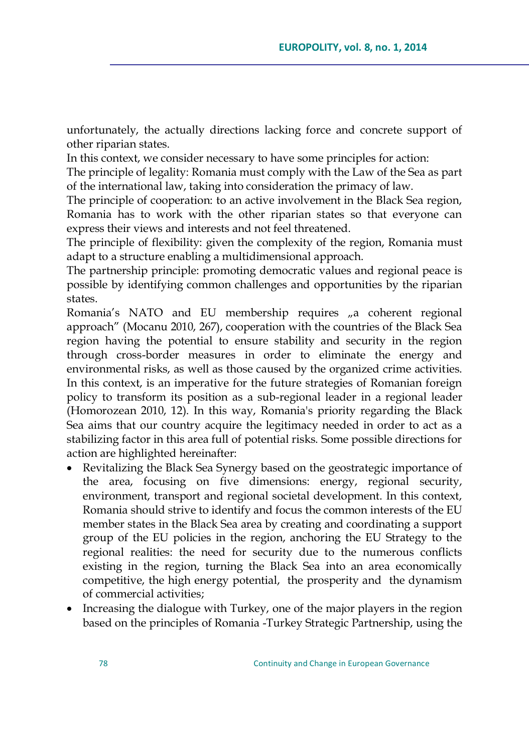unfortunately, the actually directions lacking force and concrete support of other riparian states.

In this context, we consider necessary to have some principles for action:

The principle of legality: Romania must comply with the Law of the Sea as part of the international law, taking into consideration the primacy of law.

The principle of cooperation: to an active involvement in the Black Sea region, Romania has to work with the other riparian states so that everyone can express their views and interests and not feel threatened.

The principle of flexibility: given the complexity of the region, Romania must adapt to a structure enabling a multidimensional approach.

The partnership principle: promoting democratic values and regional peace is possible by identifying common challenges and opportunities by the riparian states.

Romania's NATO and EU membership requires „a coherent regional approach" (Mocanu 2010, 267), cooperation with the countries of the Black Sea region having the potential to ensure stability and security in the region through cross-border measures in order to eliminate the energy and environmental risks, as well as those caused by the organized crime activities. In this context, is an imperative for the future strategies of Romanian foreign policy to transform its position as a sub-regional leader in a regional leader (Homorozean 2010, 12). In this way, Romania's priority regarding the Black Sea aims that our country acquire the legitimacy needed in order to act as a stabilizing factor in this area full of potential risks. Some possible directions for action are highlighted hereinafter:

- Revitalizing the Black Sea Synergy based on the geostrategic importance of the area, focusing on five dimensions: energy, regional security, environment, transport and regional societal development. In this context, Romania should strive to identify and focus the common interests of the EU member states in the Black Sea area by creating and coordinating a support group of the EU policies in the region, anchoring the EU Strategy to the regional realities: the need for security due to the numerous conflicts existing in the region, turning the Black Sea into an area economically competitive, the high energy potential, the prosperity and the dynamism of commercial activities;
- Increasing the dialogue with Turkey, one of the major players in the region based on the principles of Romania -Turkey Strategic Partnership, using the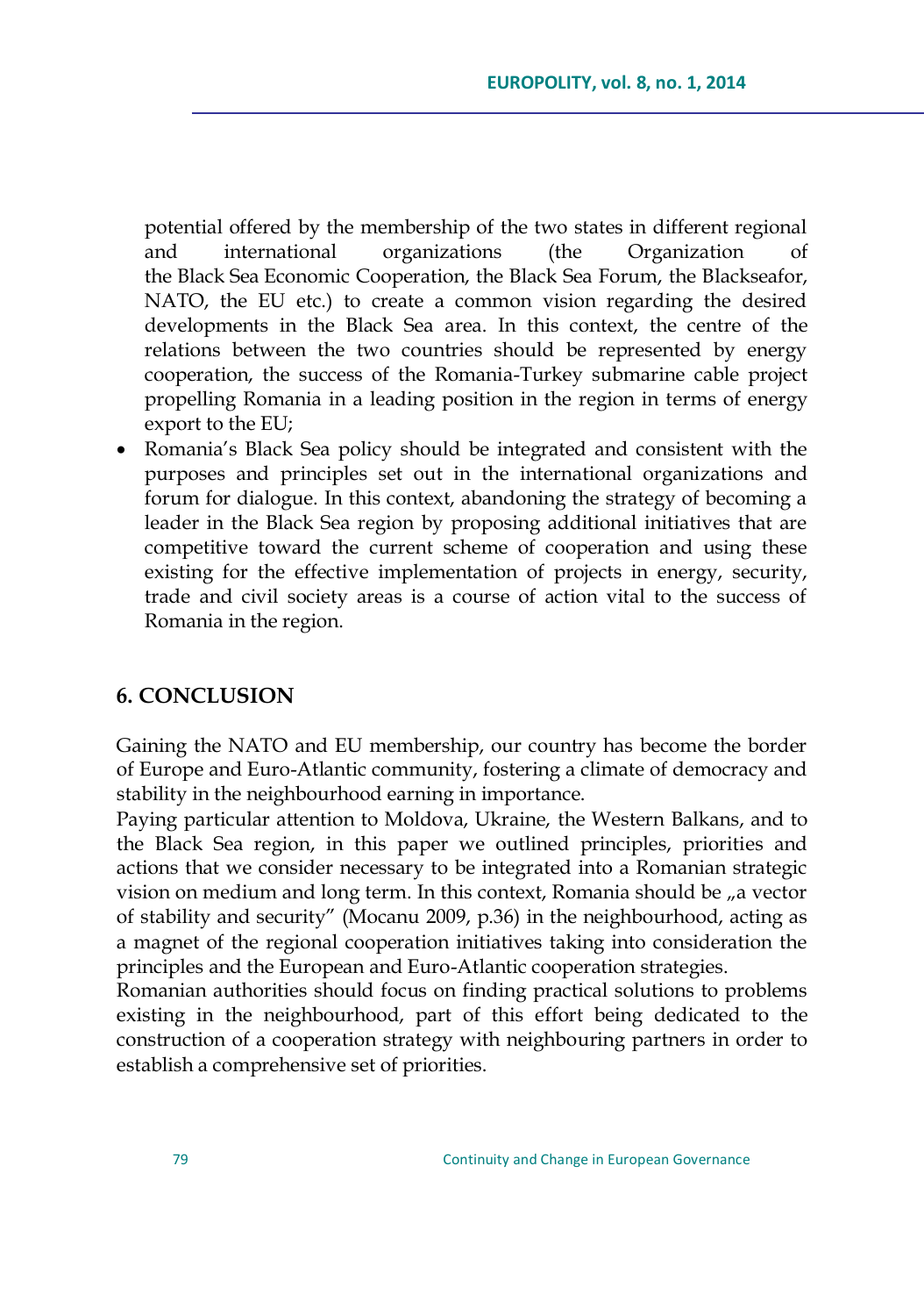potential offered by the membership of the two states in different regional and international organizations (the Organization of the Black Sea Economic Cooperation, the Black Sea Forum, the Blackseafor, NATO, the EU etc.) to create a common vision regarding the desired developments in the Black Sea area. In this context, the centre of the relations between the two countries should be represented by energy cooperation, the success of the Romania-Turkey submarine cable project propelling Romania in a leading position in the region in terms of energy export to the EU;

- Romania's Black Sea policy should be integrated and consistent with the purposes and principles set out in the international organizations and forum for dialogue. In this context, abandoning the strategy of becoming a leader in the Black Sea region by proposing additional initiatives that are competitive toward the current scheme of cooperation and using these existing for the effective implementation of projects in energy, security, trade and civil society areas is a course of action vital to the success of Romania in the region.

## 6. CONCLUSION

Gaining the NATO and EU membership, our country has become the border of Europe and Euro-Atlantic community, fostering a climate of democracy and stability in the neighbourhood earning in importance.

Paying particular attention to Moldova, Ukraine, the Western Balkans, and to the Black Sea region, in this paper we outlined principles, priorities and actions that we consider necessary to be integrated into a Romanian strategic vision on medium and long term. In this context, Romania should be „a vector of stability and security" (Mocanu 2009, p.36) in the neighbourhood, acting as a magnet of the regional cooperation initiatives taking into consideration the principles and the European and Euro-Atlantic cooperation strategies.

Romanian authorities should focus on finding practical solutions to problems existing in the neighbourhood, part of this effort being dedicated to the construction of a cooperation strategy with neighbouring partners in order to establish a comprehensive set of priorities.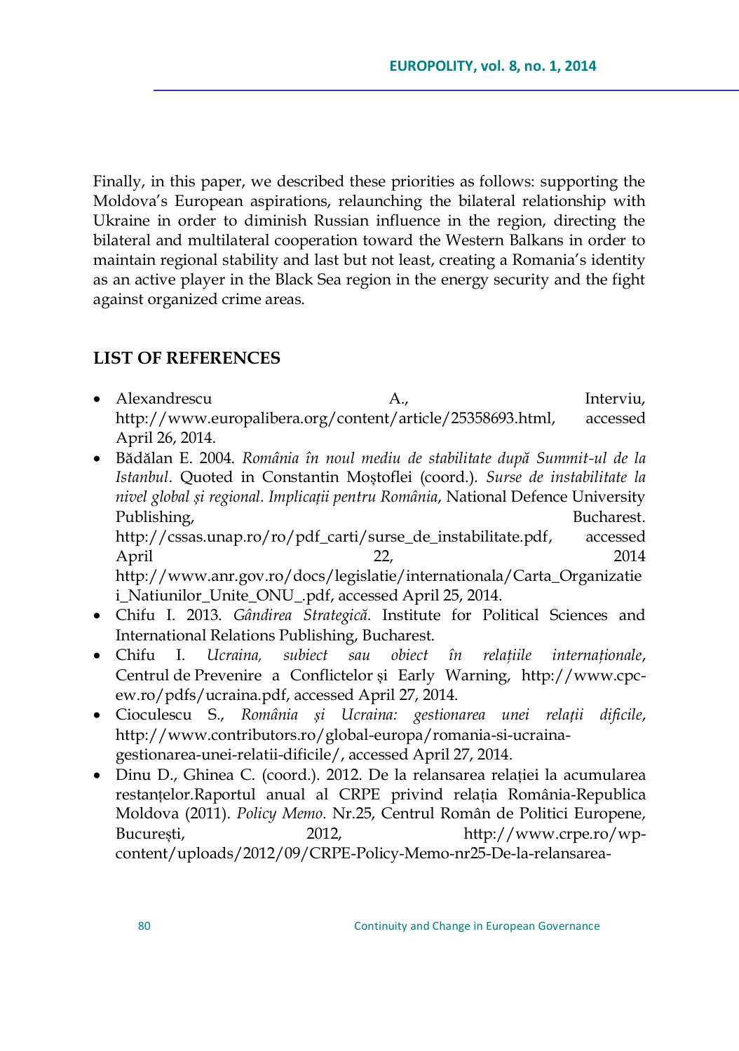Finally, in this paper, we described these priorities as follows: supporting the Moldova's European aspirations, relaunching the bilateral relationship with Ukraine in order to diminish Russian influence in the region, directing the bilateral and multilateral cooperation toward the Western Balkans in order to maintain regional stability and last but not least, creating a Romania's identity as an active player in the Black Sea region in the energy security and the fight against organized crime areas.

## LIST OF REFERENCES

- Alexandrescu A., Interviu, http://www.europalibera.org/content/article/25358693.html, accessed April 26, 2014.
- Bădălan E. 2004. *România în noul mediu de stabilitate după Summit-ul de la Istanbul*. Quoted in Constantin Moştoflei (coord.). *Surse de instabilitate la nivel global şi regional. Implicaţii pentru România*, National Defence University Publishing, Bucharest. http://cssas.unap.ro/ro/pdf_carti/surse_de_instabilitate.pdf, accessed April 22, 2014 http://www.anr.gov.ro/docs/legislatie/internationala/Carta_Organizatiei_Natiunilor_Unite_ONU_.pdf, accessed April 25, 2014.
- Chifu I. 2013. *Gândirea Strategică*. Institute for Political Sciences and International Relations Publishing, Bucharest.
- Chifu I. *Ucraina, subiect sau obiect în relaţiile internaţionale*, Centrul de Prevenire a Conflictelor şi Early Warning, http://www.cpc-ew.ro/pdfs/ucraina.pdf, accessed April 27, 2014.
- Cioculescu S., *România şi Ucraina: gestionarea unei relaţii dificile*, http://www.contributors.ro/global-europa/romania-si-ucraina-gestionarea-unei-relatii-dificile/, accessed April 27, 2014.
- Dinu D., Ghinea C. (coord.). 2012. De la relansarea relaţiei la acumularea restanţelor.Raportul anual al CRPE privind relaţia România-Republica Moldova (2011). *Policy Memo*. Nr.25, Centrul Român de Politici Europene, Bucureşti, 2012, http://www.crpe.ro/wp-content/uploads/2012/09/CRPE-Policy-Memo-nr25-De-la-relansarea-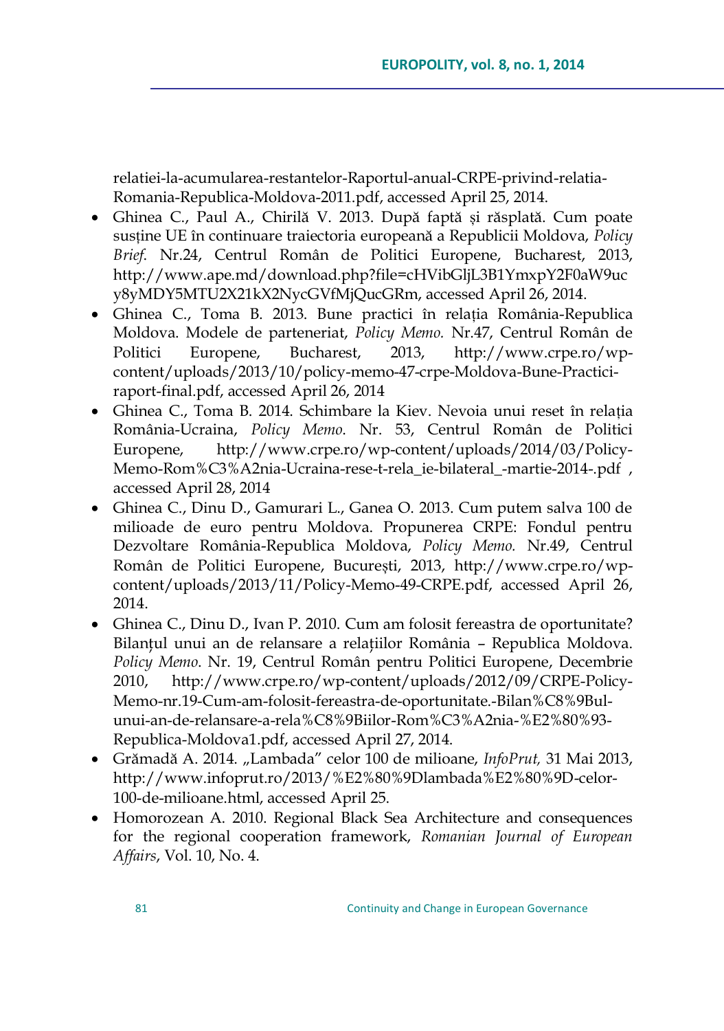relatiei-la-acumularea-restantelor-Raportul-anual-CRPE-privind-relatia-Romania-Republica-Moldova-2011.pdf, accessed April 25, 2014.

- Ghinea C., Paul A., Chirilă V. 2013. După faptă și răsplată. Cum poate susține UE în continuare traiectoria europeană a Republicii Moldova, *Policy Brief*. Nr.24, Centrul Român de Politici Europene, Bucharest, 2013, http://www.ape.md/download.php?file=cHVibGljL3B1YmxpY2F0aW9ucy8yMDY5MTU2X21kX2NycGVfMjQucGRm, accessed April 26, 2014.
- Ghinea C., Toma B. 2013. Bune practici în relația România-Republica Moldova. Modele de parteneriat, *Policy Memo.* Nr.47, Centrul Român de Politici Europene, Bucharest, 2013, http://www.crpe.ro/wp-content/uploads/2013/10/policy-memo-47-crpe-Moldova-Bune-Practici-raport-final.pdf, accessed April 26, 2014
- Ghinea C., Toma B. 2014. Schimbare la Kiev. Nevoia unui reset în relația România-Ucraina, *Policy Memo*. Nr. 53, Centrul Român de Politici Europene, http://www.crpe.ro/wp-content/uploads/2014/03/Policy-Memo-Rom%C3%A2nia-Ucraina-rese-t-rela_ie-bilateral_-martie-2014-.pdf , accessed April 28, 2014
- Ghinea C., Dinu D., Gamurari L., Ganea O. 2013. Cum putem salva 100 de milioade de euro pentru Moldova. Propunerea CRPE: Fondul pentru Dezvoltare România-Republica Moldova, *Policy Memo.* Nr.49, Centrul Român de Politici Europene, București, 2013, http://www.crpe.ro/wp-content/uploads/2013/11/Policy-Memo-49-CRPE.pdf, accessed April 26, 2014.
- Ghinea C., Dinu D., Ivan P. 2010. Cum am folosit fereastra de oportunitate? Bilanțul unui an de relansare a relațiilor România – Republica Moldova. *Policy Memo*. Nr. 19, Centrul Român pentru Politici Europene, Decembrie 2010, http://www.crpe.ro/wp-content/uploads/2012/09/CRPE-Policy-Memo-nr.19-Cum-am-folosit-fereastra-de-oportunitate.-Bilan%C8%9Bul-unui-an-de-relansare-a-rela%C8%9Biilor-Rom%C3%A2nia-%E2%80%93-Republica-Moldova1.pdf, accessed April 27, 2014.
- Grămadă A. 2014. „Lambada" celor 100 de milioane, *InfoPrut,* 31 Mai 2013, http://www.infoprut.ro/2013/%E2%80%9Dlambada%E2%80%9D-celor-100-de-milioane.html, accessed April 25.
- Homorozean A. 2010. Regional Black Sea Architecture and consequences for the regional cooperation framework, *Romanian Journal of European Affairs*, Vol. 10, No. 4.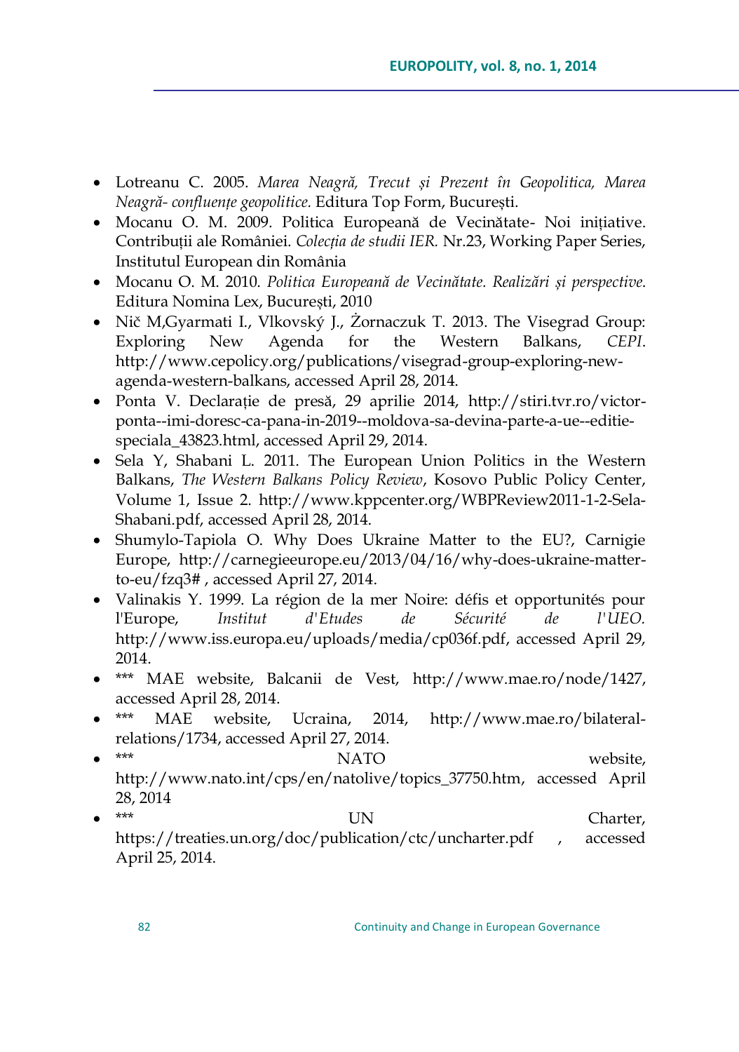- Lotreanu C. 2005. *Marea Neagră, Trecut și Prezent în Geopolitica, Marea Neagră- confluențe geopolitice.* Editura Top Form, București.
- Mocanu O. M. 2009. Politica Europeană de Vecinătate- Noi inițiative. Contribuții ale României. *Colecția de studii IER.* Nr.23, Working Paper Series, Institutul European din România
- Mocanu O. M. 2010. *Politica Europeană de Vecinătate. Realizări și perspective.* Editura Nomina Lex, București, 2010
- Nič M,Gyarmati I., Vlkovský J., Żornaczuk T. 2013. The Visegrad Group: Exploring New Agenda for the Western Balkans, *CEPI*. http://www.cepolicy.org/publications/visegrad-group-exploring-new-agenda-western-balkans, accessed April 28, 2014.
- Ponta V. Declarație de presă, 29 aprilie 2014, http://stiri.tvr.ro/victor-ponta--imi-doresc-ca-pana-in-2019--moldova-sa-devina-parte-a-ue--editie-speciala_43823.html, accessed April 29, 2014.
- Sela Y, Shabani L. 2011. The European Union Politics in the Western Balkans, *The Western Balkans Policy Review*, Kosovo Public Policy Center, Volume 1, Issue 2. http://www.kppcenter.org/WBPReview2011-1-2-Sela-Shabani.pdf, accessed April 28, 2014.
- Shumylo-Tapiola O. Why Does Ukraine Matter to the EU?, Carnigie Europe, http://carnegieeurope.eu/2013/04/16/why-does-ukraine-matter-to-eu/fzq3# , accessed April 27, 2014.
- Valinakis Y. 1999. La région de la mer Noire: défis et opportunités pour l'Europe, *Institut d'Etudes de Sécurité de l'UEO.* http://www.iss.europa.eu/uploads/media/cp036f.pdf, accessed April 29, 2014.
- *** MAE website, Balcanii de Vest, http://www.mae.ro/node/1427, accessed April 28, 2014.
- *** MAE website, Ucraina, 2014, http://www.mae.ro/bilateral-relations/1734, accessed April 27, 2014.
- *** NATO website, http://www.nato.int/cps/en/natolive/topics_37750.htm, accessed April 28, 2014
- *** UN Charter, https://treaties.un.org/doc/publication/ctc/uncharter.pdf , accessed April 25, 2014.